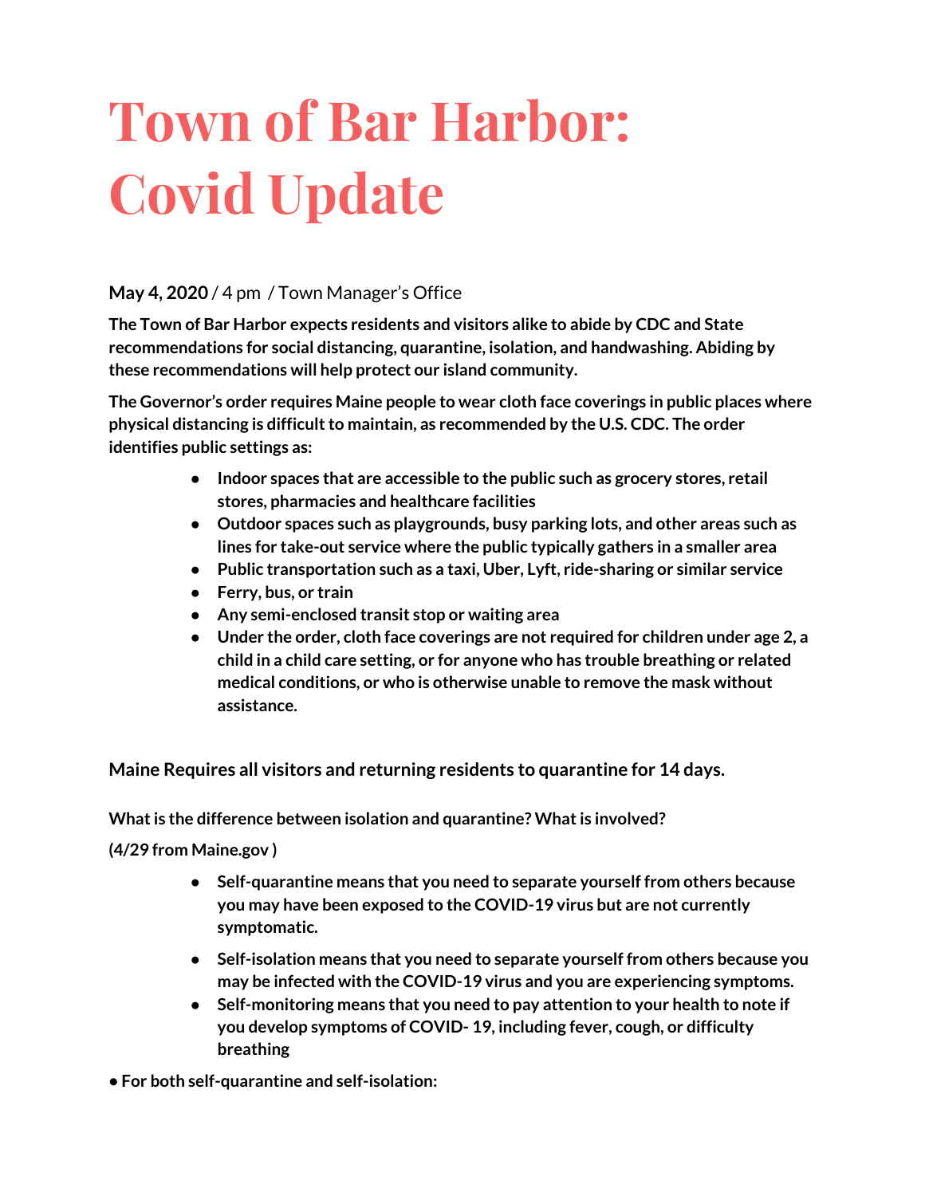# Town of Bar Harbor: Covid Update

**May 4, 2020** / 4 pm / Town Manager's Office

**The Town of Bar Harbor expects residents and visitors alike to abide by CDC and State recommendations for social distancing, quarantine, isolation, and handwashing. Abiding by these recommendations will help protect our island community.**

**The Governor's order requires Maine people to wear cloth face coverings in public places where physical distancing is difficult to maintain, as recommended by the U.S. CDC. The order identifies public settings as:**

- **Indoor spaces that are accessible to the public such as grocery stores, retail stores, pharmacies and healthcare facilities**
- **Outdoor spaces such as playgrounds, busy parking lots, and other areas such as lines for take-out service where the public typically gathers in a smaller area**
- **Public transportation such as a taxi, Uber, Lyft, ride-sharing or similar service**
- **Ferry, bus, or train**
- **Any semi-enclosed transit stop or waiting area**
- **Under the order, cloth face coverings are not required for children under age 2, a child in a child care setting, or for anyone who has trouble breathing or related medical conditions, or who is otherwise unable to remove the mask without assistance.**

**Maine Requires all visitors and returning residents to quarantine for 14 days.**

**What is the difference between isolation and quarantine? What is involved?**

**(4/29 from Maine.gov )**

- **Self-quarantine means that you need to separate yourself from others because you may have been exposed to the COVID-19 virus but are not currently symptomatic.**
- **Self-isolation means that you need to separate yourself from others because you may be infected with the COVID-19 virus and you are experiencing symptoms.**
- **Self-monitoring means that you need to pay attention to your health to note if you develop symptoms of COVID- 19, including fever, cough, or difficulty breathing**

**• For both self-quarantine and self-isolation:**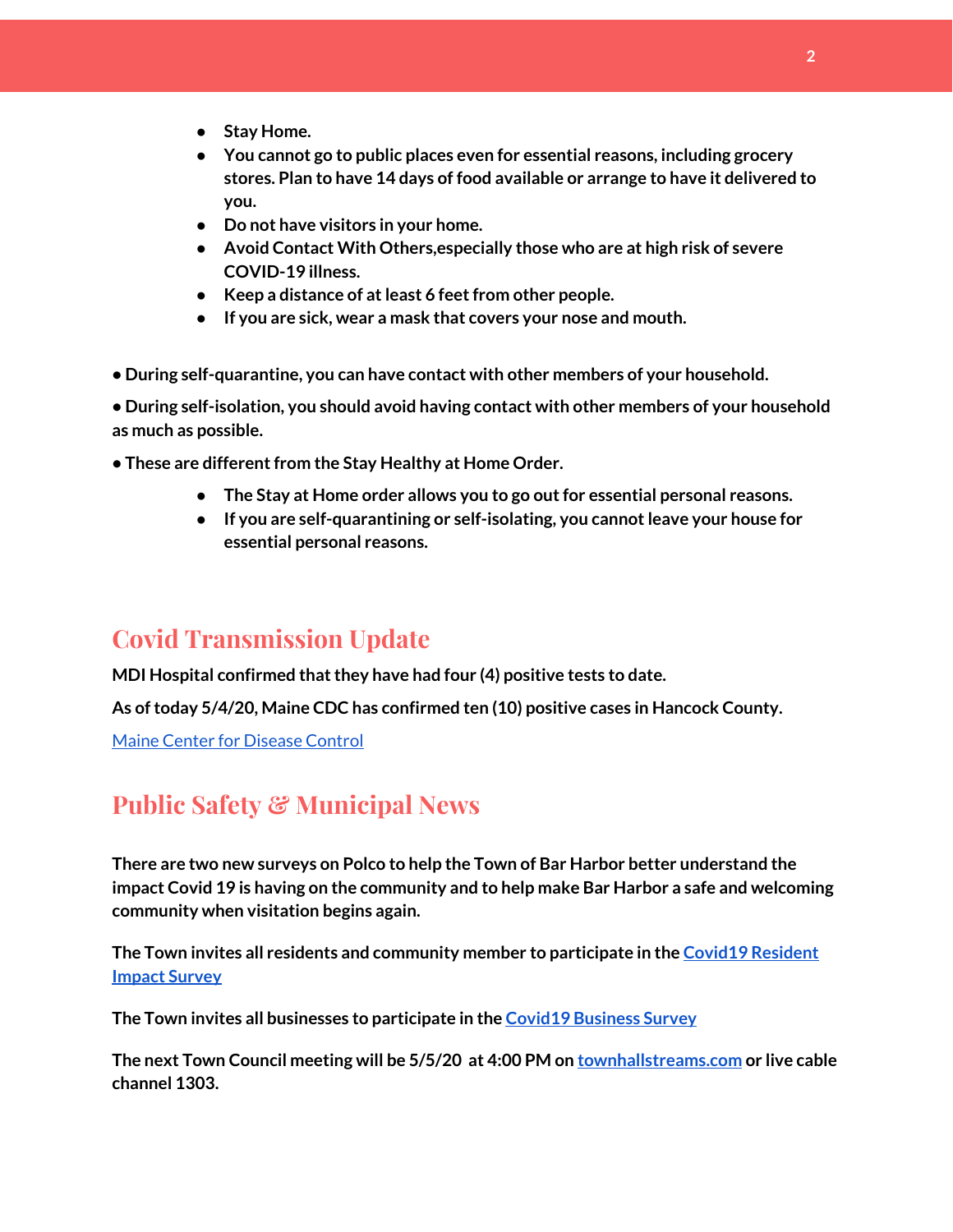- **Stay Home.**
- **You cannot go to public places even for essential reasons, including grocery stores. Plan to have 14 days of food available or arrange to have it delivered to you.**
- **Do not have visitors in your home.**
- **Avoid Contact With Others,especially those who are at high risk of severe COVID-19 illness.**
- **Keep a distance of at least 6 feet from other people.**
- **If you are sick, wear a mask that covers your nose and mouth.**

**● During self-quarantine, you can have contact with other members of your household.**

**● During self-isolation, you should avoid having contact with other members of your household as much as possible.**

**● These are different from the Stay Healthy at Home Order.**

- **The Stay at Home order allows you to go out for essential personal reasons.**
- **If you are self-quarantining or self-isolating, you cannot leave your house for essential personal reasons.**

## Covid Transmission Update

**MDI Hospital confirmed that they have had four (4) positive tests to date.**

**As of today 5/4/20, Maine CDC has confirmed ten (10) positive cases in Hancock County.**

Maine Center for Disease Control

## Public Safety & Municipal News

**There are two new surveys on Polco to help the Town of Bar Harbor better understand the impact Covid 19 is having on the community and to help make Bar Harbor a safe and welcoming community when visitation begins again.**

**The Town invites all residents and community member to participate in the Covid19 Resident Impact Survey**

**The Town invites all businesses to participate in the Covid19 Business Survey**

**The next Town Council meeting will be 5/5/20 at 4:00 PM on townhallstreams.com or live cable channel 1303.**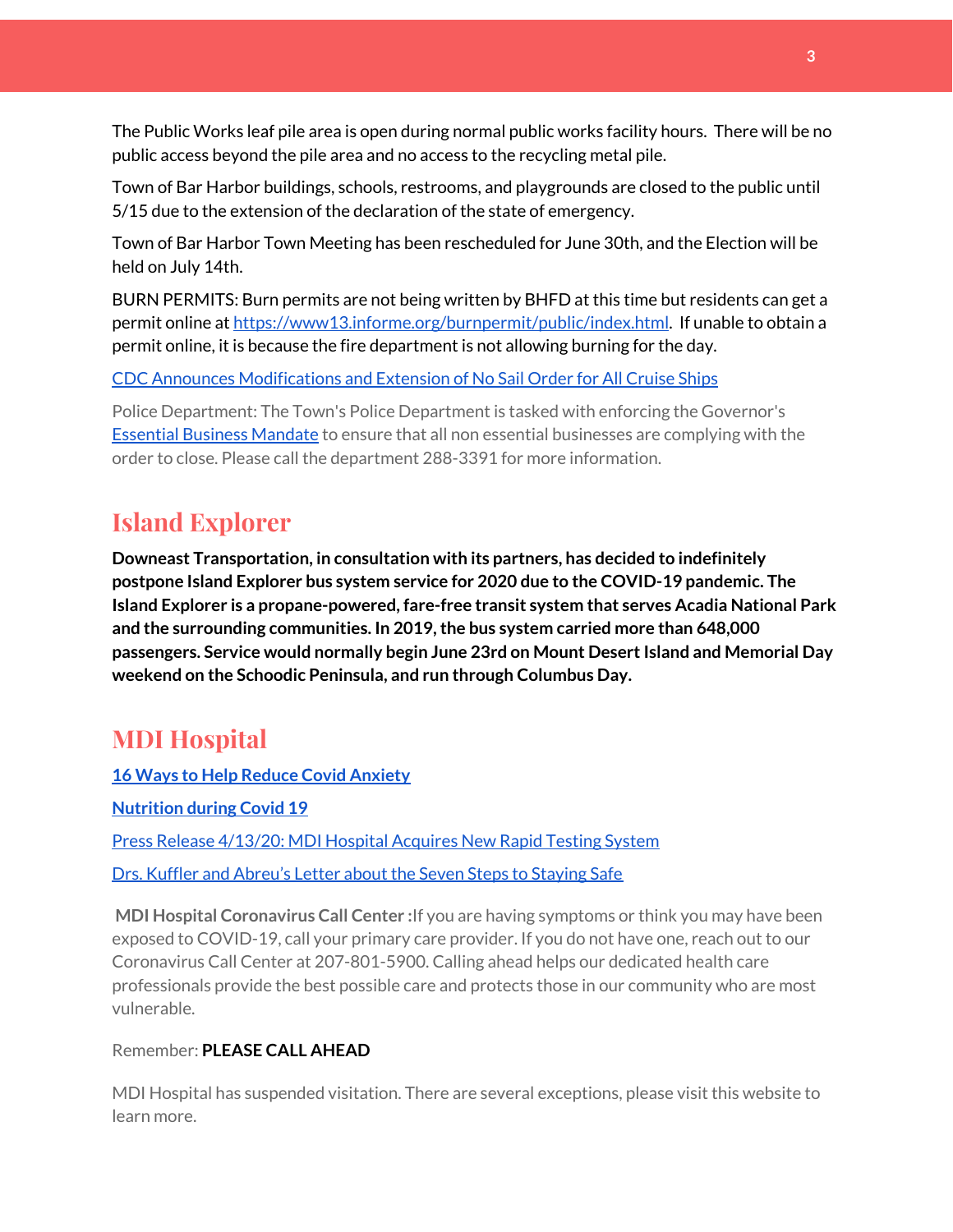The Public Works leaf pile area is open during normal public works facility hours. There will be no public access beyond the pile area and no access to the recycling metal pile.

Town of Bar Harbor buildings, schools, restrooms, and playgrounds are closed to the public until 5/15 due to the extension of the declaration of the state of emergency.

Town of Bar Harbor Town Meeting has been rescheduled for June 30th, and the Election will be held on July 14th.

BURN PERMITS: Burn permits are not being written by BHFD at this time but residents can get a permit online at https://www13.informe.org/burnpermit/public/index.html. If unable to obtain a permit online, it is because the fire department is not allowing burning for the day.

CDC Announces Modifications and Extension of No Sail Order for All Cruise Ships

Police Department: The Town's Police Department is tasked with enforcing the Governor's Essential Business Mandate to ensure that all non essential businesses are complying with the order to close. Please call the department 288-3391 for more information.

## Island Explorer

**Downeast Transportation, in consultation with its partners, has decided to indefinitely postpone Island Explorer bus system service for 2020 due to the COVID-19 pandemic. The Island Explorer is a propane-powered, fare-free transit system that serves Acadia National Park and the surrounding communities. In 2019, the bus system carried more than 648,000 passengers. Service would normally begin June 23rd on Mount Desert Island and Memorial Day weekend on the Schoodic Peninsula, and run through Columbus Day.**

## MDI Hospital

**16 Ways to Help Reduce Covid Anxiety**

**Nutrition during Covid 19**

Press Release 4/13/20: MDI Hospital Acquires New Rapid Testing System

Drs. Kuffler and Abreu's Letter about the Seven Steps to Staying Safe

**MDI Hospital Coronavirus Call Center :** If you are having symptoms or think you may have been exposed to COVID-19, call your primary care provider. If you do not have one, reach out to our Coronavirus Call Center at 207-801-5900. Calling ahead helps our dedicated health care professionals provide the best possible care and protects those in our community who are most vulnerable.

Remember: **PLEASE CALL AHEAD**

MDI Hospital has suspended visitation. There are several exceptions, please visit this website to learn more.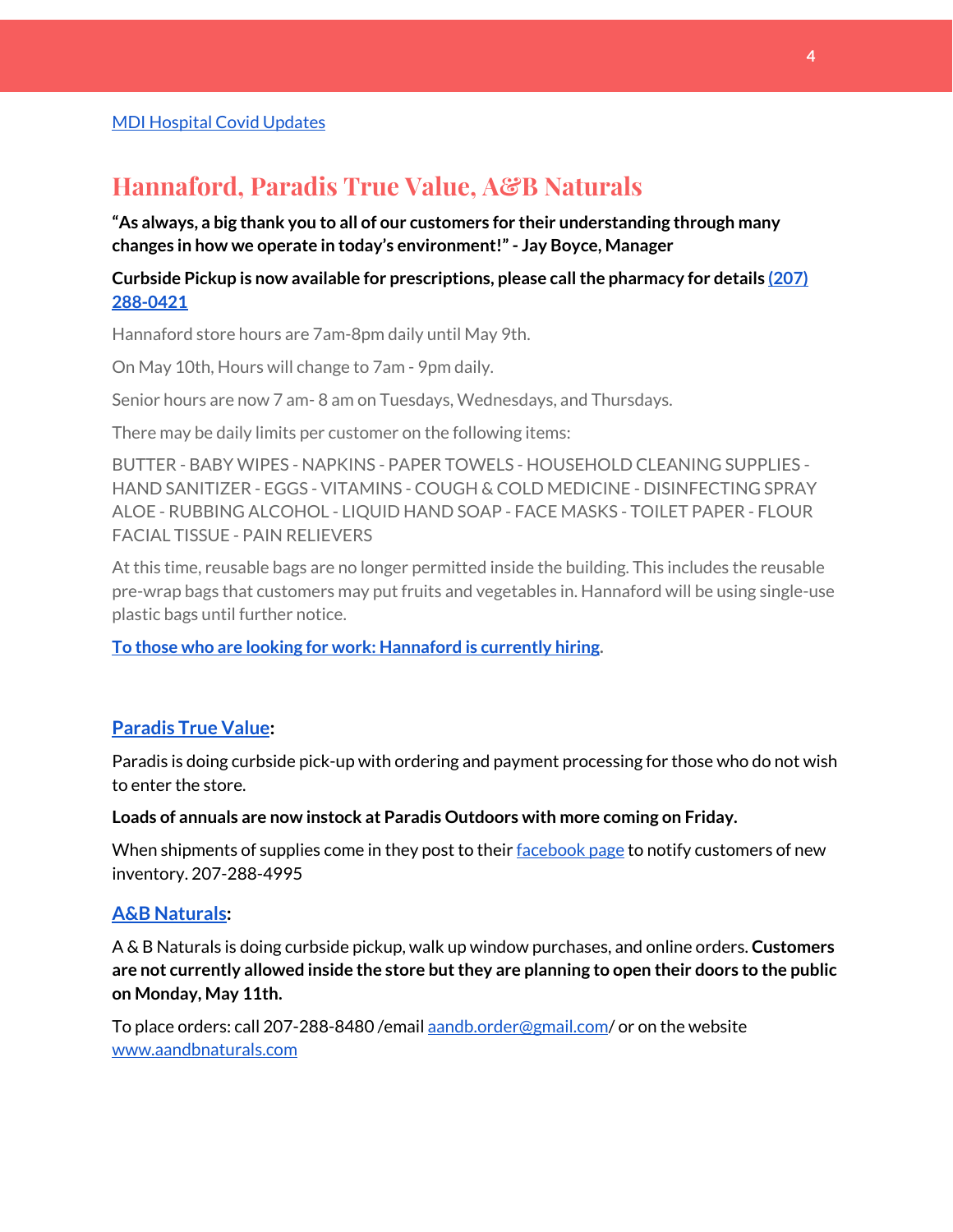[MDI Hospital Covid Updates]

## Hannaford, Paradis True Value, A&B Naturals

**"As always, a big thank you to all of our customers for their understanding through many changes in how we operate in today's environment!" - Jay Boyce, Manager**

**Curbside Pickup is now available for prescriptions, please call the pharmacy for details (207) 288-0421**

Hannaford store hours are 7am-8pm daily until May 9th.

On May 10th, Hours will change to 7am - 9pm daily.

Senior hours are now 7 am- 8 am on Tuesdays, Wednesdays, and Thursdays.

There may be daily limits per customer on the following items:

BUTTER - BABY WIPES - NAPKINS - PAPER TOWELS - HOUSEHOLD CLEANING SUPPLIES - HAND SANITIZER - EGGS - VITAMINS - COUGH & COLD MEDICINE - DISINFECTING SPRAY ALOE - RUBBING ALCOHOL - LIQUID HAND SOAP - FACE MASKS - TOILET PAPER - FLOUR FACIAL TISSUE - PAIN RELIEVERS

At this time, reusable bags are no longer permitted inside the building. This includes the reusable pre-wrap bags that customers may put fruits and vegetables in. Hannaford will be using single-use plastic bags until further notice.

**To those who are looking for work: Hannaford is currently hiring.**

### Paradis True Value:

Paradis is doing curbside pick-up with ordering and payment processing for those who do not wish to enter the store.

**Loads of annuals are now instock at Paradis Outdoors with more coming on Friday.**

When shipments of supplies come in they post to their facebook page to notify customers of new inventory. 207-288-4995

### A&B Naturals:

A & B Naturals is doing curbside pickup, walk up window purchases, and online orders. **Customers are not currently allowed inside the store but they are planning to open their doors to the public on Monday, May 11th.**

To place orders: call 207-288-8480 /email aandb.order@gmail.com/ or on the website www.aandbnaturals.com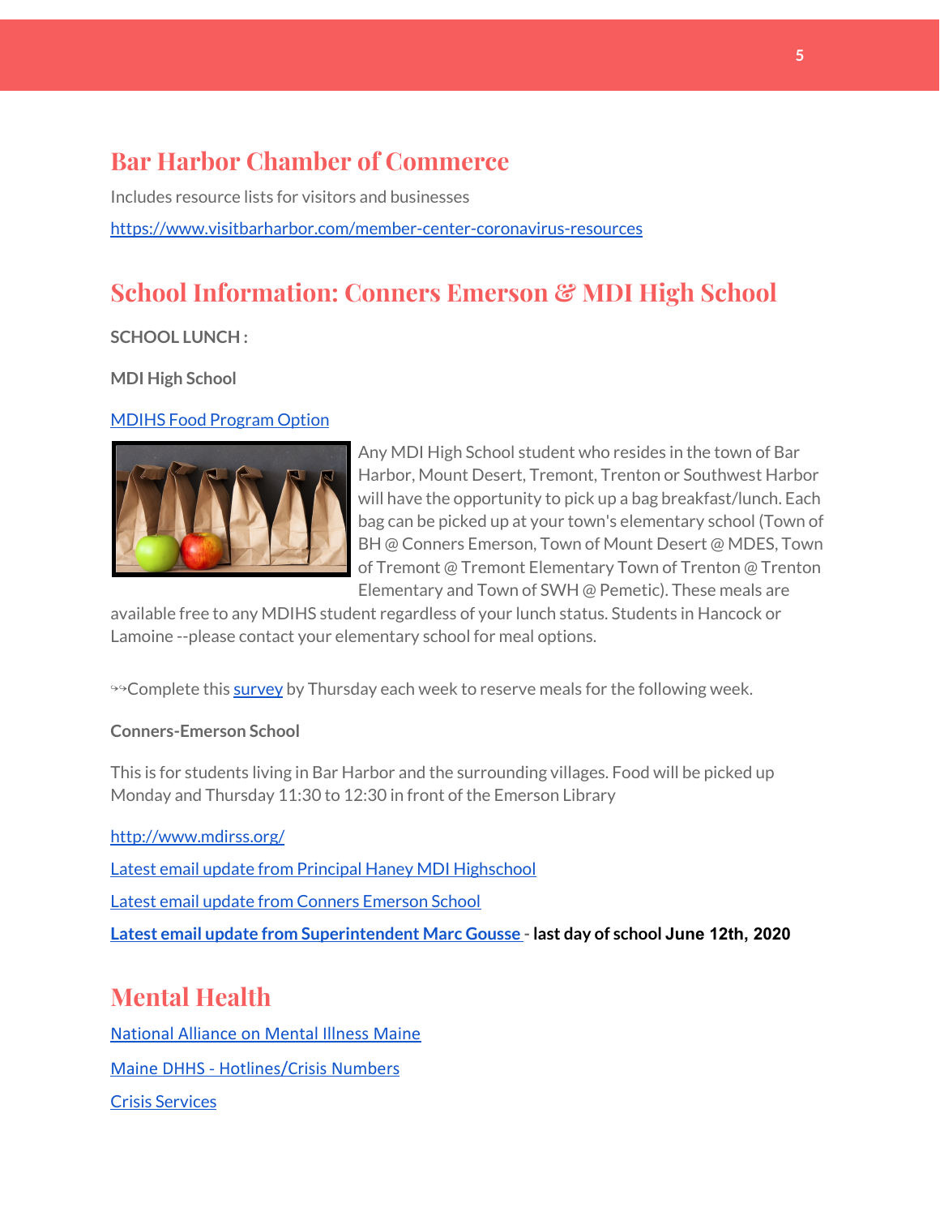## Bar Harbor Chamber of Commerce

Includes resource lists for visitors and businesses

https://www.visitbarharbor.com/member-center-coronavirus-resources

## School Information: Conners Emerson & MDI High School

**SCHOOL LUNCH :**

**MDI High School**

MDIHS Food Program Option

Any MDI High School student who resides in the town of Bar Harbor, Mount Desert, Tremont, Trenton or Southwest Harbor will have the opportunity to pick up a bag breakfast/lunch. Each bag can be picked up at your town's elementary school (Town of BH @ Conners Emerson, Town of Mount Desert @ MDES, Town of Tremont @ Tremont Elementary Town of Trenton @ Trenton Elementary and Town of SWH @ Pemetic). These meals are available free to any MDIHS student regardless of your lunch status. Students in Hancock or Lamoine --please contact your elementary school for meal options.

↬Complete this survey by Thursday each week to reserve meals for the following week.

**Conners-Emerson School**

This is for students living in Bar Harbor and the surrounding villages. Food will be picked up Monday and Thursday 11:30 to 12:30 in front of the Emerson Library

http://www.mdirss.org/

Latest email update from Principal Haney MDI Highschool

Latest email update from Conners Emerson School

**Latest email update from Superintendent Marc Gousse - last day of school June 12th, 2020**

## Mental Health

National Alliance on Mental Illness Maine

Maine DHHS - Hotlines/Crisis Numbers

Crisis Services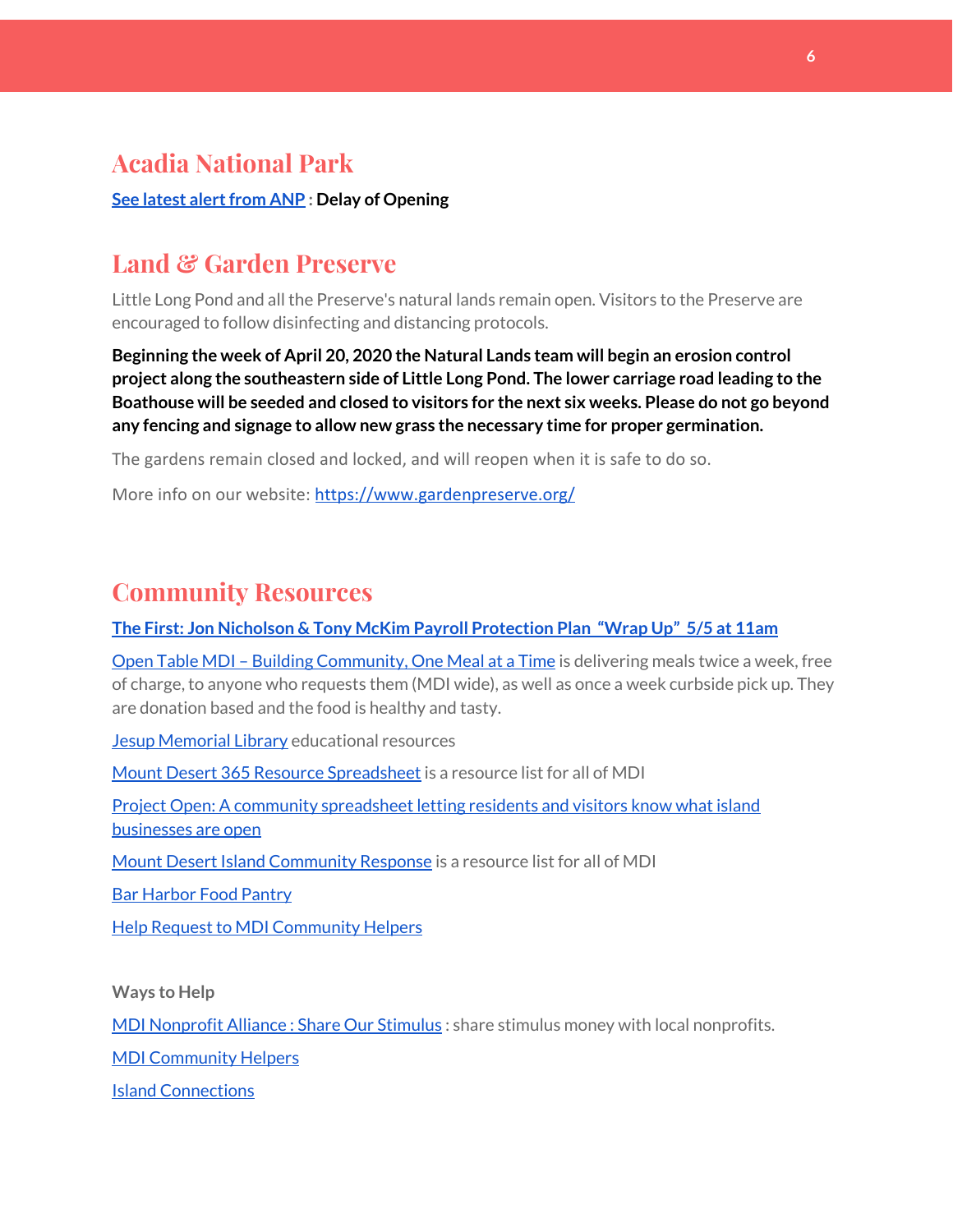## Acadia National Park

**[See latest alert from ANP](): Delay of Opening**

## Land & Garden Preserve

Little Long Pond and all the Preserve's natural lands remain open. Visitors to the Preserve are encouraged to follow disinfecting and distancing protocols.

**Beginning the week of April 20, 2020 the Natural Lands team will begin an erosion control project along the southeastern side of Little Long Pond. The lower carriage road leading to the Boathouse will be seeded and closed to visitors for the next six weeks. Please do not go beyond any fencing and signage to allow new grass the necessary time for proper germination.**

The gardens remain closed and locked, and will reopen when it is safe to do so.

More info on our website: [https://www.gardenpreserve.org/](https://www.gardenpreserve.org/)

## Community Resources

**[The First: Jon Nicholson & Tony McKim Payroll Protection Plan "Wrap Up" 5/5 at 11am]()**

[Open Table MDI – Building Community, One Meal at a Time]() is delivering meals twice a week, free of charge, to anyone who requests them (MDI wide), as well as once a week curbside pick up. They are donation based and the food is healthy and tasty.

[Jesup Memorial Library]() educational resources

[Mount Desert 365 Resource Spreadsheet]() is a resource list for all of MDI

[Project Open: A community spreadsheet letting residents and visitors know what island businesses are open]()

[Mount Desert Island Community Response]() is a resource list for all of MDI

[Bar Harbor Food Pantry]()

[Help Request to MDI Community Helpers]()

**Ways to Help**

[MDI Nonprofit Alliance : Share Our Stimulus]() : share stimulus money with local nonprofits.

[MDI Community Helpers]()

[Island Connections]()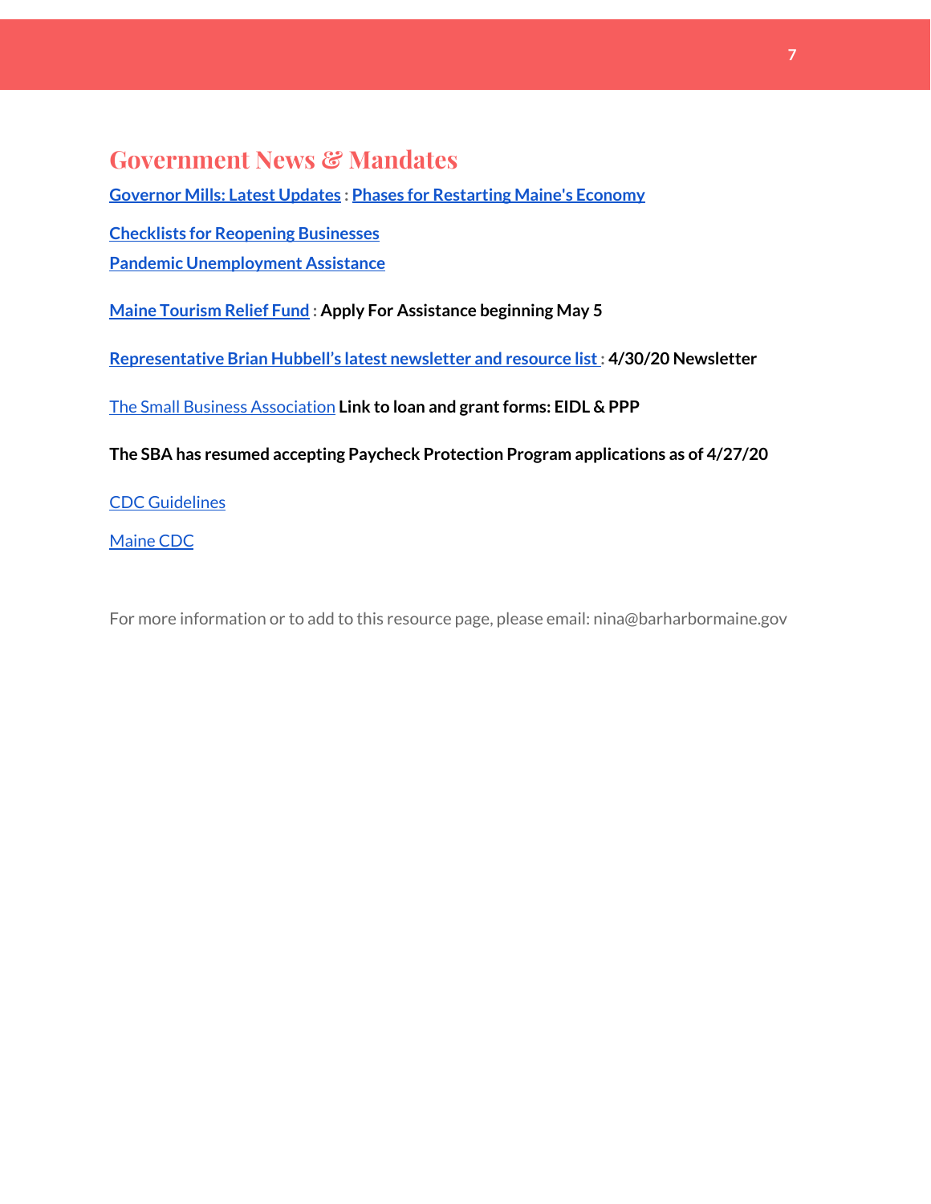## Government News & Mandates

**Governor Mills: Latest Updates** **:** **Phases for Restarting Maine's Economy**

**Checklists for Reopening Businesses**

**Pandemic Unemployment Assistance**

**Maine Tourism Relief Fund** **: Apply For Assistance beginning May 5**

**Representative Brian Hubbell's latest newsletter and resource list** **: 4/30/20 Newsletter**

The Small Business Association **Link to loan and grant forms: EIDL & PPP**

**The SBA has resumed accepting Paycheck Protection Program applications as of 4/27/20**

CDC Guidelines

Maine CDC

For more information or to add to this resource page, please email: nina@barharbormaine.gov